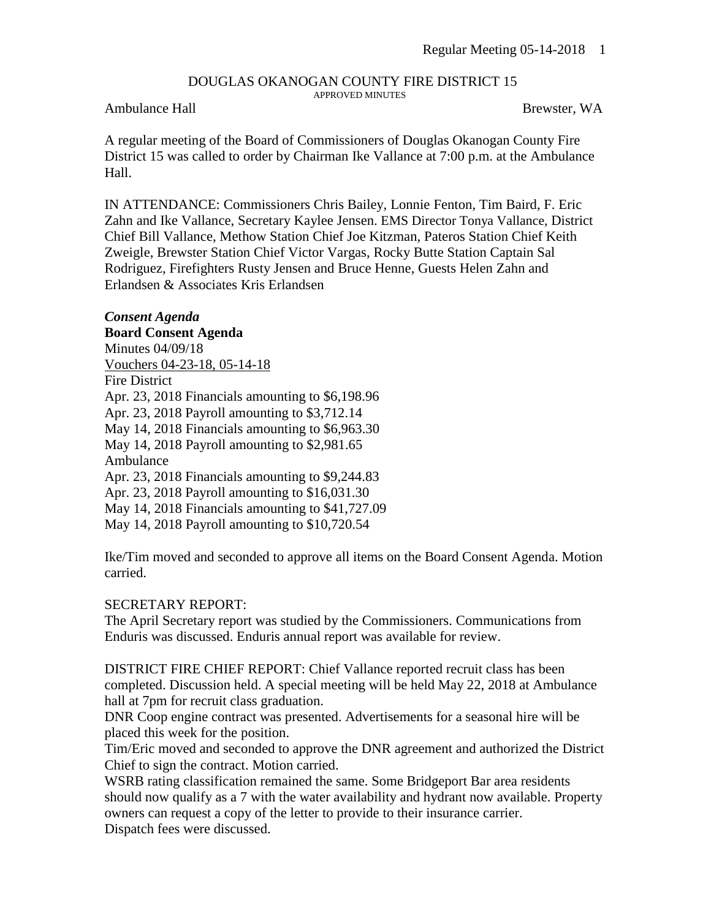# DOUGLAS OKANOGAN COUNTY FIRE DISTRICT 15

APPROVED MINUTES

Ambulance Hall — Brewster, WA

A regular meeting of the Board of Commissioners of Douglas Okanogan County Fire District 15 was called to order by Chairman Ike Vallance at 7:00 p.m. at the Ambulance Hall.

IN ATTENDANCE: Commissioners Chris Bailey, Lonnie Fenton, Tim Baird, F. Eric Zahn and Ike Vallance, Secretary Kaylee Jensen. EMS Director Tonya Vallance, District Chief Bill Vallance, Methow Station Chief Joe Kitzman, Pateros Station Chief Keith Zweigle, Brewster Station Chief Victor Vargas, Rocky Butte Station Captain Sal Rodriguez, Firefighters Rusty Jensen and Bruce Henne, Guests Helen Zahn and Erlandsen & Associates Kris Erlandsen

***Consent Agenda***

**Board Consent Agenda**

Minutes 04/09/18

<u>Vouchers 04-23-18, 05-14-18</u>

Fire District

Apr. 23, 2018 Financials amounting to $6,198.96

Apr. 23, 2018 Payroll amounting to $3,712.14

May 14, 2018 Financials amounting to $6,963.30

May 14, 2018 Payroll amounting to $2,981.65

Ambulance

Apr. 23, 2018 Financials amounting to $9,244.83

Apr. 23, 2018 Payroll amounting to $16,031.30

May 14, 2018 Financials amounting to $41,727.09

May 14, 2018 Payroll amounting to $10,720.54

Ike/Tim moved and seconded to approve all items on the Board Consent Agenda. Motion carried.

SECRETARY REPORT:

The April Secretary report was studied by the Commissioners. Communications from Enduris was discussed. Enduris annual report was available for review.

DISTRICT FIRE CHIEF REPORT: Chief Vallance reported recruit class has been completed. Discussion held. A special meeting will be held May 22, 2018 at Ambulance hall at 7pm for recruit class graduation.

DNR Coop engine contract was presented. Advertisements for a seasonal hire will be placed this week for the position.

Tim/Eric moved and seconded to approve the DNR agreement and authorized the District Chief to sign the contract. Motion carried.

WSRB rating classification remained the same. Some Bridgeport Bar area residents should now qualify as a 7 with the water availability and hydrant now available. Property owners can request a copy of the letter to provide to their insurance carrier.

Dispatch fees were discussed.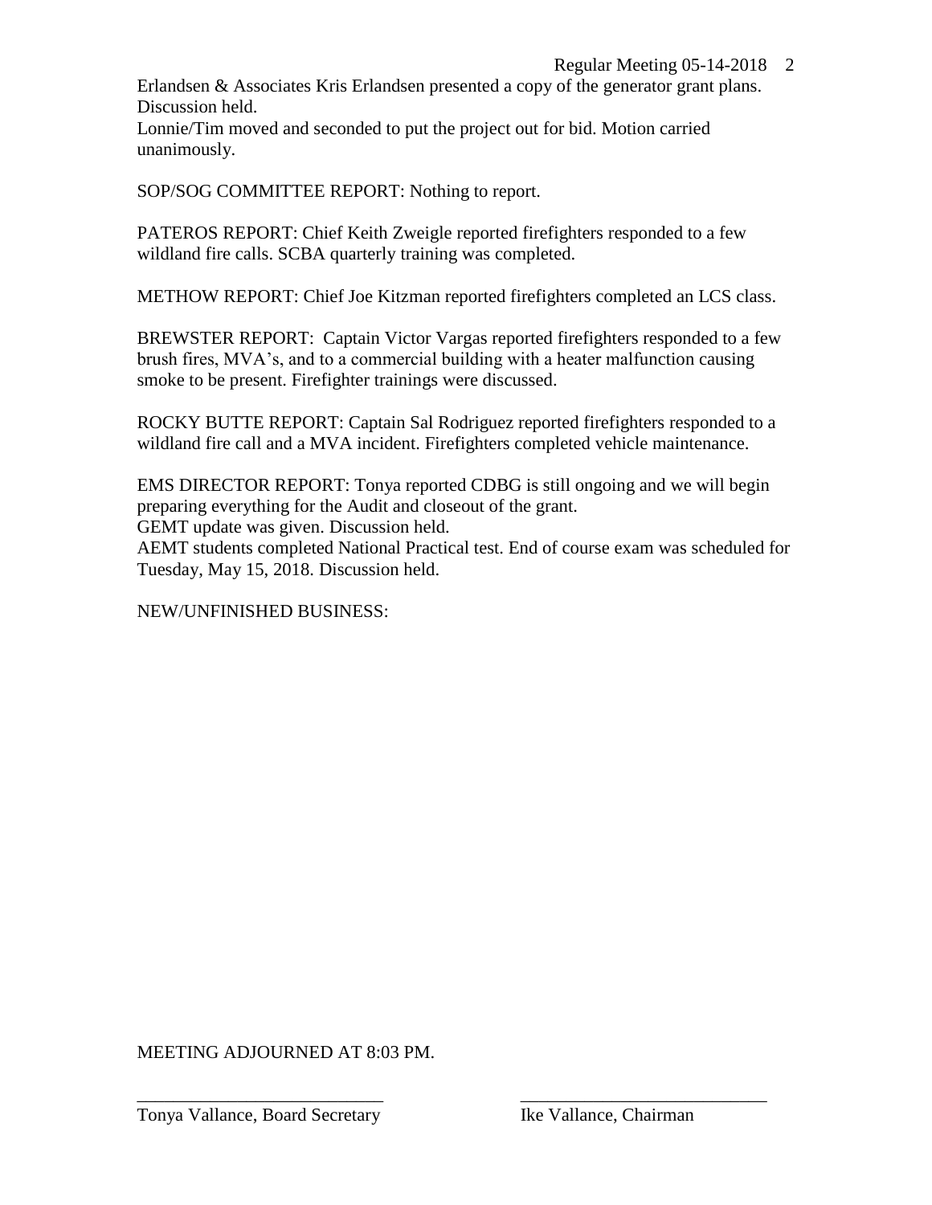Erlandsen & Associates Kris Erlandsen presented a copy of the generator grant plans. Discussion held.
Lonnie/Tim moved and seconded to put the project out for bid. Motion carried unanimously.

SOP/SOG COMMITTEE REPORT: Nothing to report.

PATEROS REPORT: Chief Keith Zweigle reported firefighters responded to a few wildland fire calls. SCBA quarterly training was completed.

METHOW REPORT: Chief Joe Kitzman reported firefighters completed an LCS class.

BREWSTER REPORT: Captain Victor Vargas reported firefighters responded to a few brush fires, MVA's, and to a commercial building with a heater malfunction causing smoke to be present. Firefighter trainings were discussed.

ROCKY BUTTE REPORT: Captain Sal Rodriguez reported firefighters responded to a wildland fire call and a MVA incident. Firefighters completed vehicle maintenance.

EMS DIRECTOR REPORT: Tonya reported CDBG is still ongoing and we will begin preparing everything for the Audit and closeout of the grant.
GEMT update was given. Discussion held.
AEMT students completed National Practical test. End of course exam was scheduled for Tuesday, May 15, 2018. Discussion held.

NEW/UNFINISHED BUSINESS:

MEETING ADJOURNED AT 8:03 PM.

\_\_\_\_\_\_\_\_\_\_\_\_\_\_\_\_\_\_\_\_\_\_\_\_\_\_\_\_ \_\_\_\_\_\_\_\_\_\_\_\_\_\_\_\_\_\_\_\_\_\_\_\_\_\_\_\_
Tonya Vallance, Board Secretary Ike Vallance, Chairman